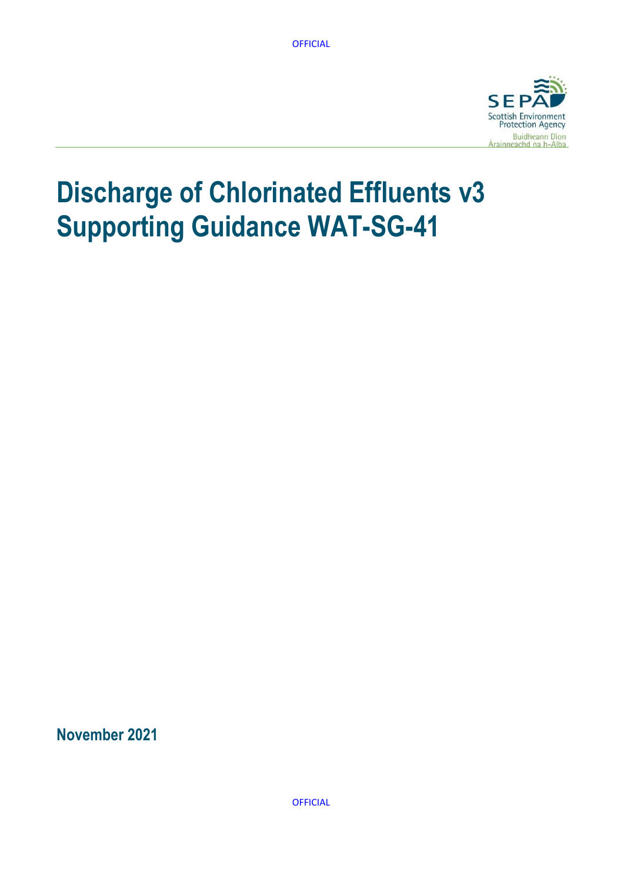# Discharge of Chlorinated Effluents v3 Supporting Guidance WAT-SG-41

**November 2021**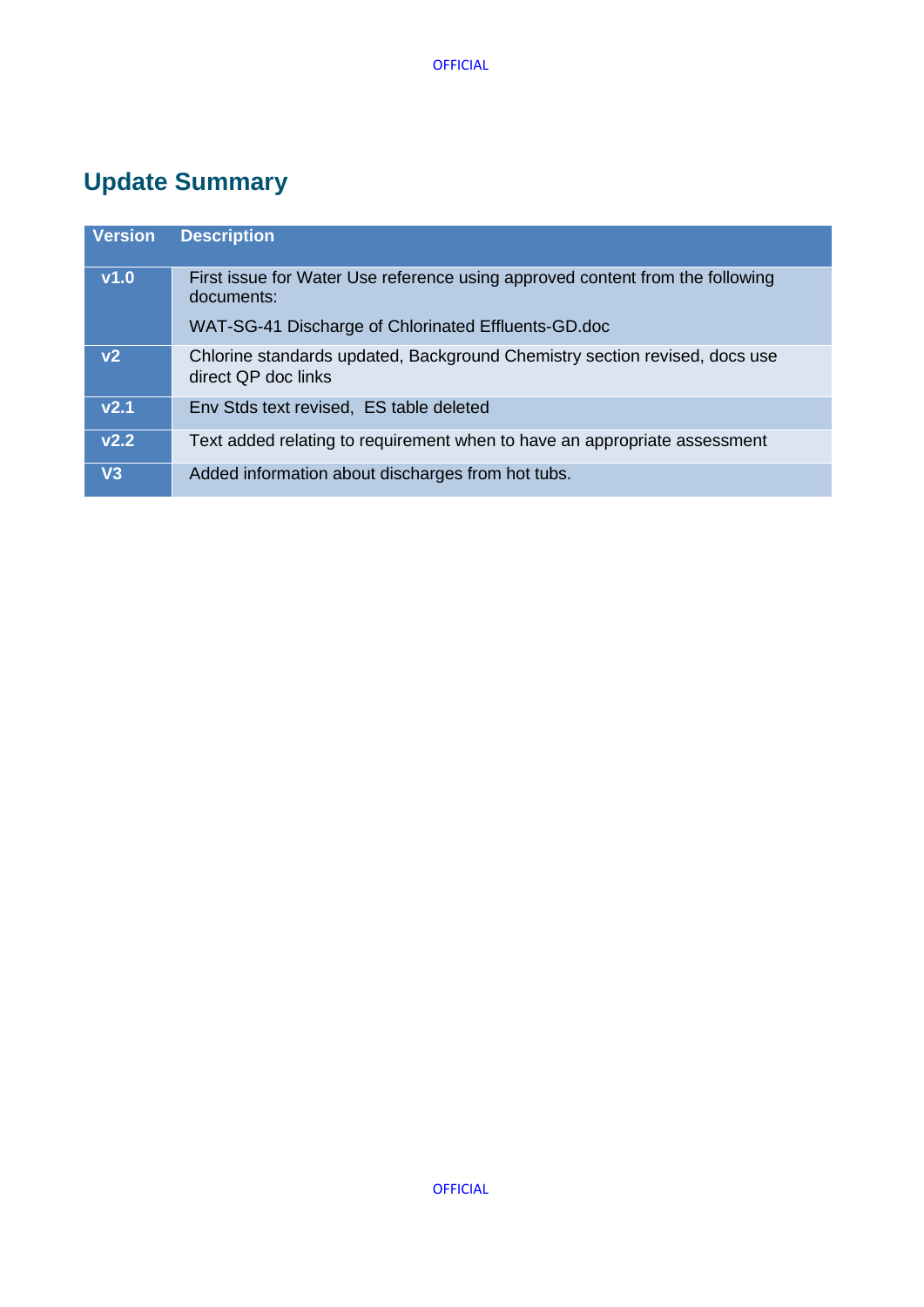## Update Summary

| Version | Description |
| --- | --- |
| v1.0 | First issue for Water Use reference using approved content from the following documents:<br>WAT-SG-41 Discharge of Chlorinated Effluents-GD.doc |
| v2 | Chlorine standards updated, Background Chemistry section revised, docs use direct QP doc links |
| v2.1 | Env Stds text revised,  ES table deleted |
| v2.2 | Text added relating to requirement when to have an appropriate assessment |
| V3 | Added information about discharges from hot tubs. |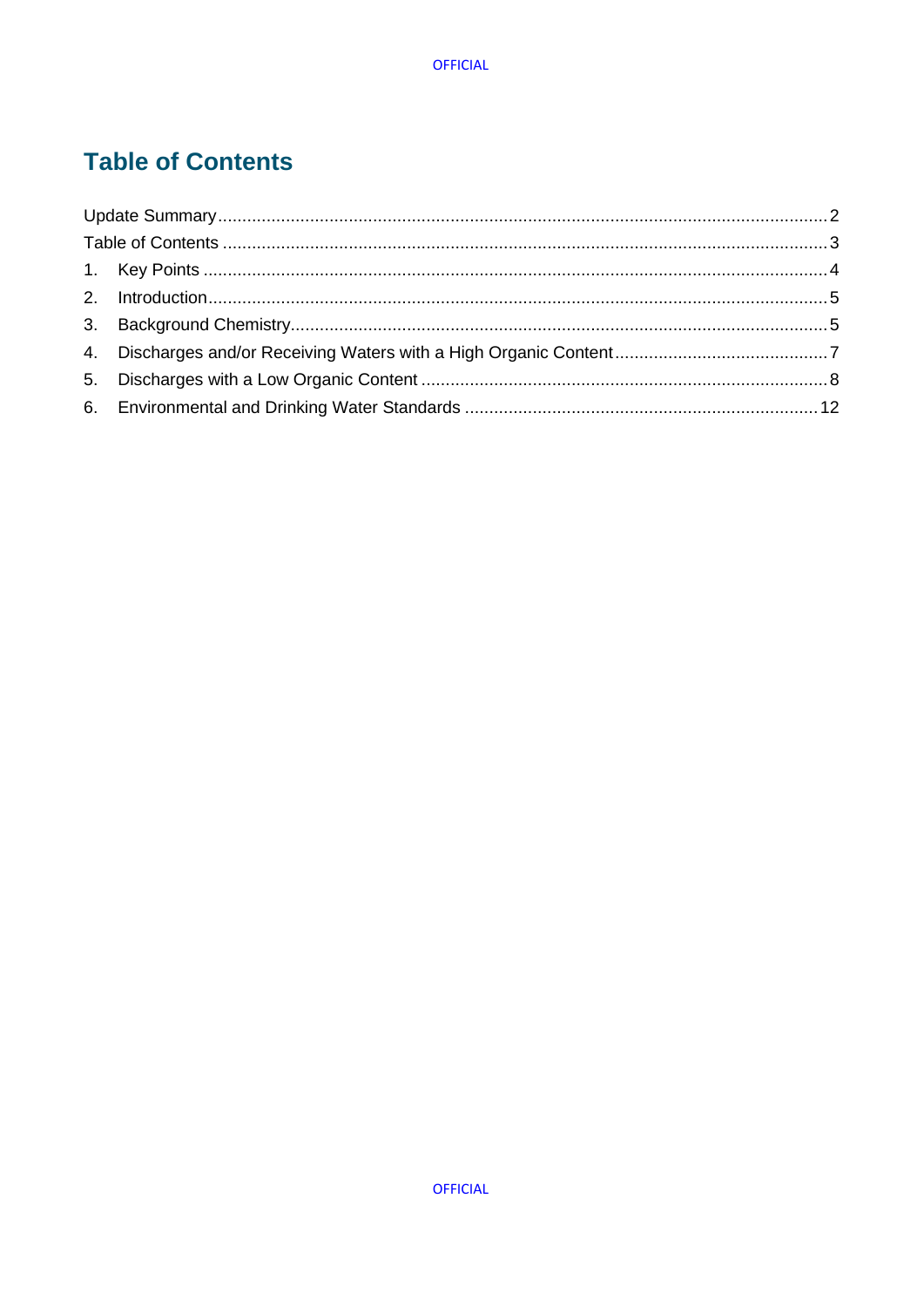# Table of Contents

Update Summary....................................................................................................................2
Table of Contents ...................................................................................................................3
1. Key Points ........................................................................................................................4
2. Introduction.......................................................................................................................5
3. Background Chemistry.....................................................................................................5
4. Discharges and/or Receiving Waters with a High Organic Content....................................7
5. Discharges with a Low Organic Content ...........................................................................8
6. Environmental and Drinking Water Standards ...............................................................12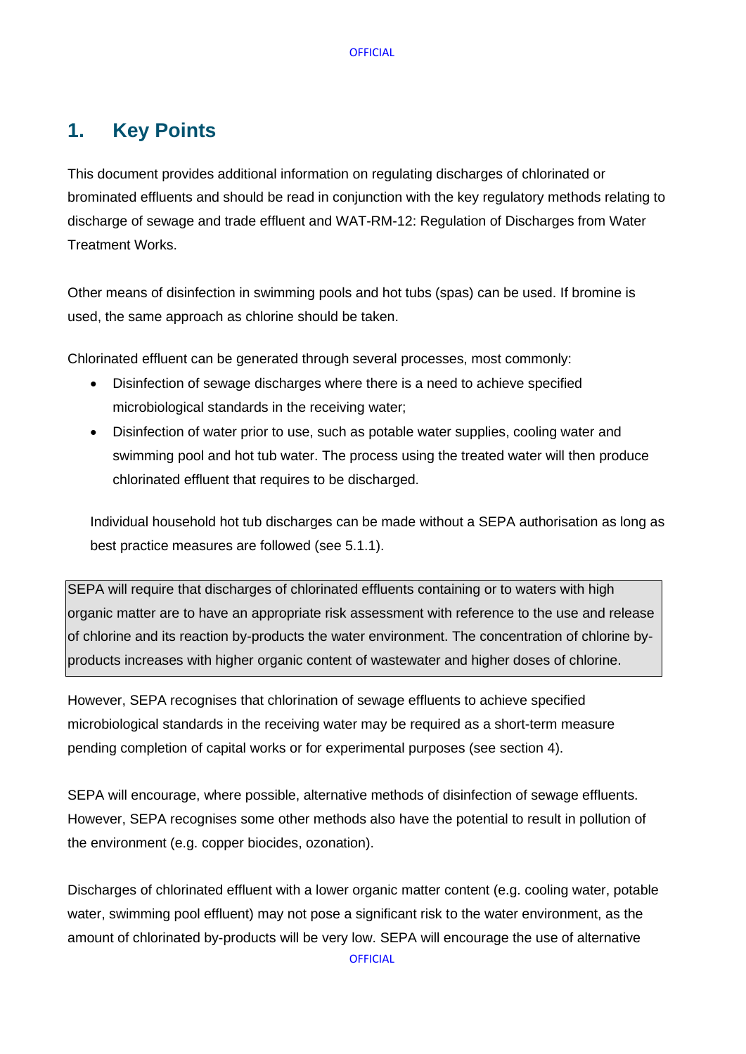# 1. Key Points

This document provides additional information on regulating discharges of chlorinated or brominated effluents and should be read in conjunction with the key regulatory methods relating to discharge of sewage and trade effluent and WAT-RM-12: Regulation of Discharges from Water Treatment Works.

Other means of disinfection in swimming pools and hot tubs (spas) can be used. If bromine is used, the same approach as chlorine should be taken.

Chlorinated effluent can be generated through several processes, most commonly:

- Disinfection of sewage discharges where there is a need to achieve specified microbiological standards in the receiving water;
- Disinfection of water prior to use, such as potable water supplies, cooling water and swimming pool and hot tub water. The process using the treated water will then produce chlorinated effluent that requires to be discharged.

Individual household hot tub discharges can be made without a SEPA authorisation as long as best practice measures are followed (see 5.1.1).

SEPA will require that discharges of chlorinated effluents containing or to waters with high organic matter are to have an appropriate risk assessment with reference to the use and release of chlorine and its reaction by-products the water environment. The concentration of chlorine by-products increases with higher organic content of wastewater and higher doses of chlorine.

However, SEPA recognises that chlorination of sewage effluents to achieve specified microbiological standards in the receiving water may be required as a short-term measure pending completion of capital works or for experimental purposes (see section 4).

SEPA will encourage, where possible, alternative methods of disinfection of sewage effluents. However, SEPA recognises some other methods also have the potential to result in pollution of the environment (e.g. copper biocides, ozonation).

Discharges of chlorinated effluent with a lower organic matter content (e.g. cooling water, potable water, swimming pool effluent) may not pose a significant risk to the water environment, as the amount of chlorinated by-products will be very low. SEPA will encourage the use of alternative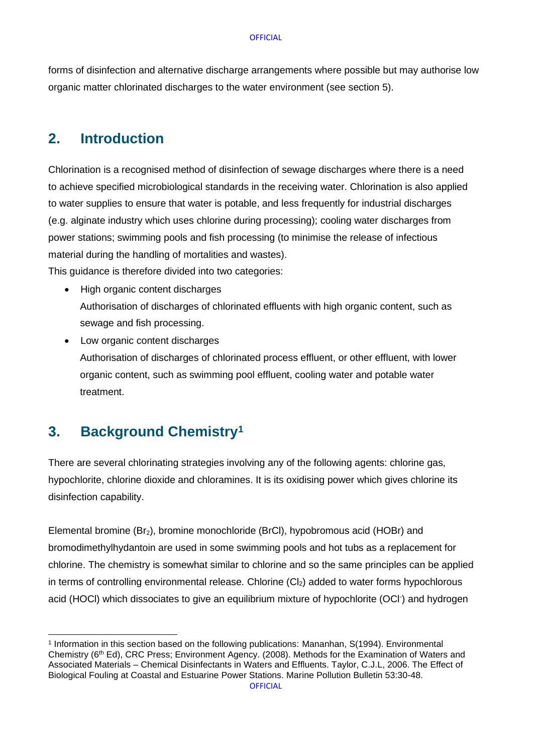forms of disinfection and alternative discharge arrangements where possible but may authorise low organic matter chlorinated discharges to the water environment (see section 5).

## 2. Introduction

Chlorination is a recognised method of disinfection of sewage discharges where there is a need to achieve specified microbiological standards in the receiving water. Chlorination is also applied to water supplies to ensure that water is potable, and less frequently for industrial discharges (e.g. alginate industry which uses chlorine during processing); cooling water discharges from power stations; swimming pools and fish processing (to minimise the release of infectious material during the handling of mortalities and wastes).

This guidance is therefore divided into two categories:

- High organic content discharges
  Authorisation of discharges of chlorinated effluents with high organic content, such as sewage and fish processing.
- Low organic content discharges
  Authorisation of discharges of chlorinated process effluent, or other effluent, with lower organic content, such as swimming pool effluent, cooling water and potable water treatment.

## 3. Background Chemistry[1]

There are several chlorinating strategies involving any of the following agents: chlorine gas, hypochlorite, chlorine dioxide and chloramines. It is its oxidising power which gives chlorine its disinfection capability.

Elemental bromine ($Br_2$), bromine monochloride (BrCl), hypobromous acid (HOBr) and bromodimethylhydantoin are used in some swimming pools and hot tubs as a replacement for chlorine. The chemistry is somewhat similar to chlorine and so the same principles can be applied in terms of controlling environmental release. Chlorine ($Cl_2$) added to water forms hypochlorous acid (HOCl) which dissociates to give an equilibrium mixture of hypochlorite ($OCl^-$) and hydrogen

[1] Information in this section based on the following publications: Mananhan, S(1994). Environmental Chemistry (6th Ed), CRC Press; Environment Agency. (2008). Methods for the Examination of Waters and Associated Materials – Chemical Disinfectants in Waters and Effluents. Taylor, C.J.L, 2006. The Effect of Biological Fouling at Coastal and Estuarine Power Stations. Marine Pollution Bulletin 53:30-48.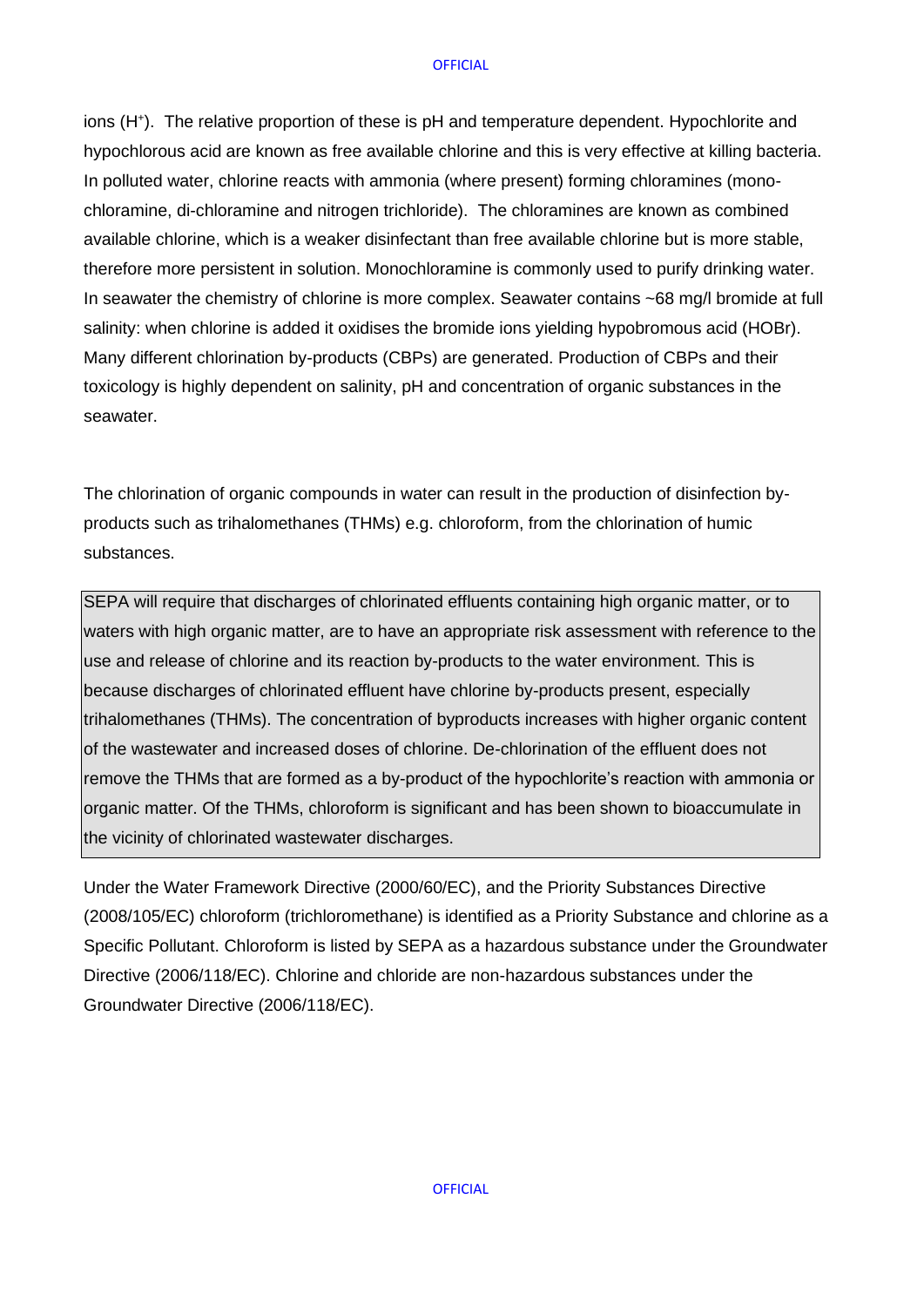ions ($H^+$). The relative proportion of these is pH and temperature dependent. Hypochlorite and hypochlorous acid are known as free available chlorine and this is very effective at killing bacteria. In polluted water, chlorine reacts with ammonia (where present) forming chloramines (mono-chloramine, di-chloramine and nitrogen trichloride). The chloramines are known as combined available chlorine, which is a weaker disinfectant than free available chlorine but is more stable, therefore more persistent in solution. Monochloramine is commonly used to purify drinking water. In seawater the chemistry of chlorine is more complex. Seawater contains ~68 mg/l bromide at full salinity: when chlorine is added it oxidises the bromide ions yielding hypobromous acid (HOBr). Many different chlorination by-products (CBPs) are generated. Production of CBPs and their toxicology is highly dependent on salinity, pH and concentration of organic substances in the seawater.

The chlorination of organic compounds in water can result in the production of disinfection by-products such as trihalomethanes (THMs) e.g. chloroform, from the chlorination of humic substances.

> SEPA will require that discharges of chlorinated effluents containing high organic matter, or to waters with high organic matter, are to have an appropriate risk assessment with reference to the use and release of chlorine and its reaction by-products to the water environment. This is because discharges of chlorinated effluent have chlorine by-products present, especially trihalomethanes (THMs). The concentration of byproducts increases with higher organic content of the wastewater and increased doses of chlorine. De-chlorination of the effluent does not remove the THMs that are formed as a by-product of the hypochlorite's reaction with ammonia or organic matter. Of the THMs, chloroform is significant and has been shown to bioaccumulate in the vicinity of chlorinated wastewater discharges.

Under the Water Framework Directive (2000/60/EC), and the Priority Substances Directive (2008/105/EC) chloroform (trichloromethane) is identified as a Priority Substance and chlorine as a Specific Pollutant. Chloroform is listed by SEPA as a hazardous substance under the Groundwater Directive (2006/118/EC). Chlorine and chloride are non-hazardous substances under the Groundwater Directive (2006/118/EC).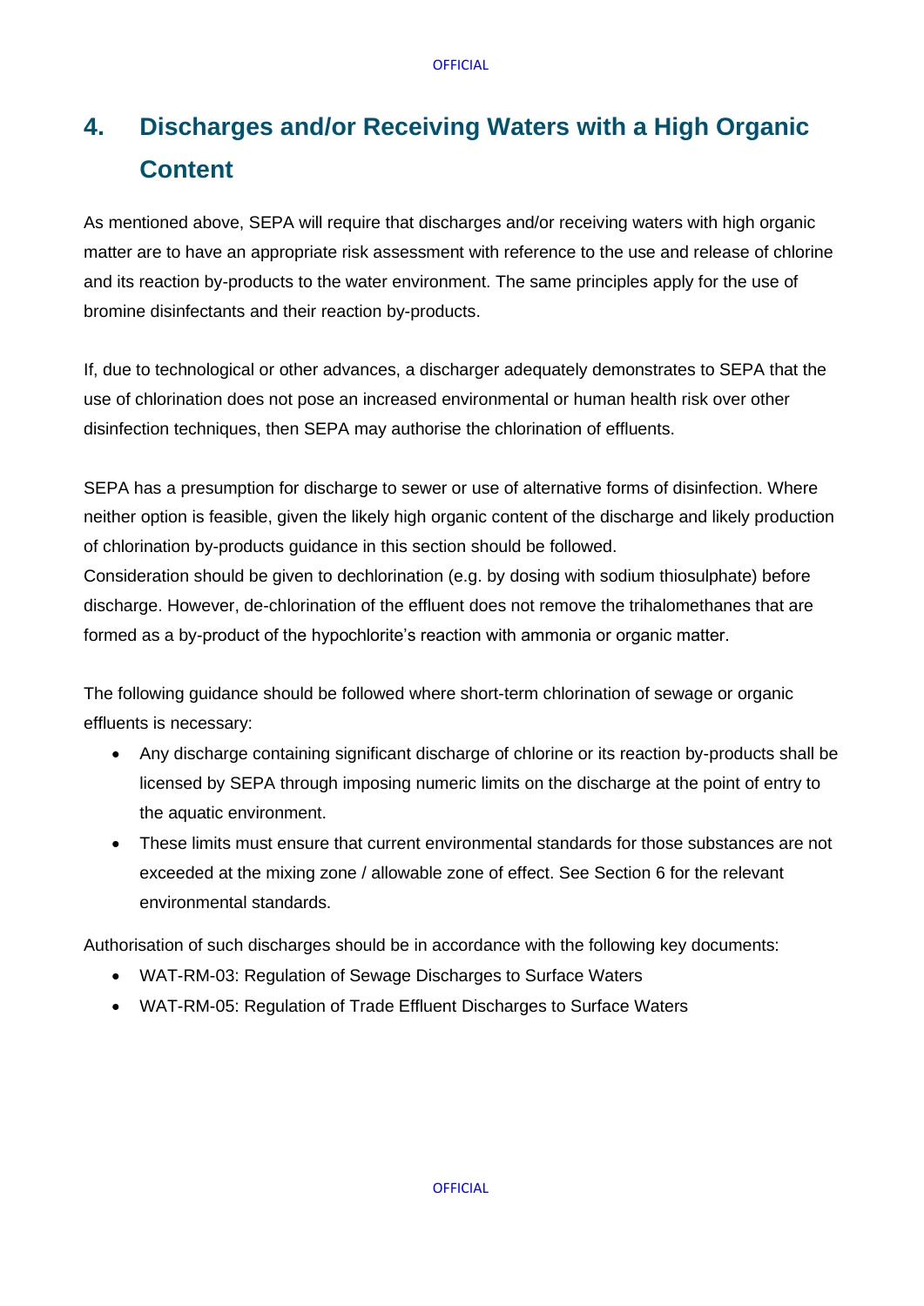# 4. Discharges and/or Receiving Waters with a High Organic Content

As mentioned above, SEPA will require that discharges and/or receiving waters with high organic matter are to have an appropriate risk assessment with reference to the use and release of chlorine and its reaction by-products to the water environment. The same principles apply for the use of bromine disinfectants and their reaction by-products.

If, due to technological or other advances, a discharger adequately demonstrates to SEPA that the use of chlorination does not pose an increased environmental or human health risk over other disinfection techniques, then SEPA may authorise the chlorination of effluents.

SEPA has a presumption for discharge to sewer or use of alternative forms of disinfection. Where neither option is feasible, given the likely high organic content of the discharge and likely production of chlorination by-products guidance in this section should be followed.
Consideration should be given to dechlorination (e.g. by dosing with sodium thiosulphate) before discharge. However, de-chlorination of the effluent does not remove the trihalomethanes that are formed as a by-product of the hypochlorite's reaction with ammonia or organic matter.

The following guidance should be followed where short-term chlorination of sewage or organic effluents is necessary:

- Any discharge containing significant discharge of chlorine or its reaction by-products shall be licensed by SEPA through imposing numeric limits on the discharge at the point of entry to the aquatic environment.
- These limits must ensure that current environmental standards for those substances are not exceeded at the mixing zone / allowable zone of effect. See Section 6 for the relevant environmental standards.

Authorisation of such discharges should be in accordance with the following key documents:

- WAT-RM-03: Regulation of Sewage Discharges to Surface Waters
- WAT-RM-05: Regulation of Trade Effluent Discharges to Surface Waters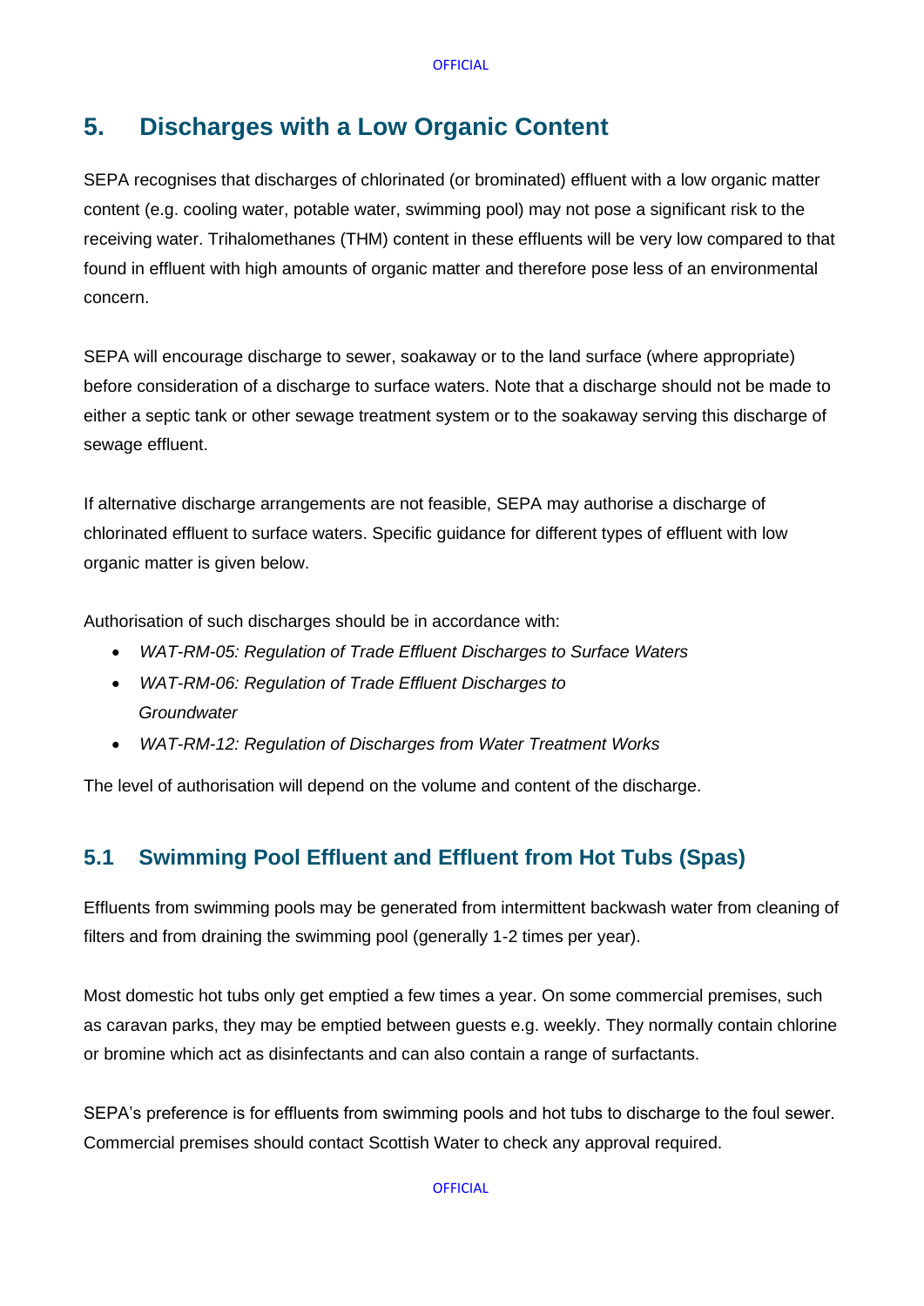# 5. Discharges with a Low Organic Content

SEPA recognises that discharges of chlorinated (or brominated) effluent with a low organic matter content (e.g. cooling water, potable water, swimming pool) may not pose a significant risk to the receiving water. Trihalomethanes (THM) content in these effluents will be very low compared to that found in effluent with high amounts of organic matter and therefore pose less of an environmental concern.

SEPA will encourage discharge to sewer, soakaway or to the land surface (where appropriate) before consideration of a discharge to surface waters. Note that a discharge should not be made to either a septic tank or other sewage treatment system or to the soakaway serving this discharge of sewage effluent.

If alternative discharge arrangements are not feasible, SEPA may authorise a discharge of chlorinated effluent to surface waters. Specific guidance for different types of effluent with low organic matter is given below.

Authorisation of such discharges should be in accordance with:

- *WAT-RM-05: Regulation of Trade Effluent Discharges to Surface Waters*
- *WAT-RM-06: Regulation of Trade Effluent Discharges to Groundwater*
- *WAT-RM-12: Regulation of Discharges from Water Treatment Works*

The level of authorisation will depend on the volume and content of the discharge.

## 5.1 Swimming Pool Effluent and Effluent from Hot Tubs (Spas)

Effluents from swimming pools may be generated from intermittent backwash water from cleaning of filters and from draining the swimming pool (generally 1-2 times per year).

Most domestic hot tubs only get emptied a few times a year. On some commercial premises, such as caravan parks, they may be emptied between guests e.g. weekly. They normally contain chlorine or bromine which act as disinfectants and can also contain a range of surfactants.

SEPA's preference is for effluents from swimming pools and hot tubs to discharge to the foul sewer. Commercial premises should contact Scottish Water to check any approval required.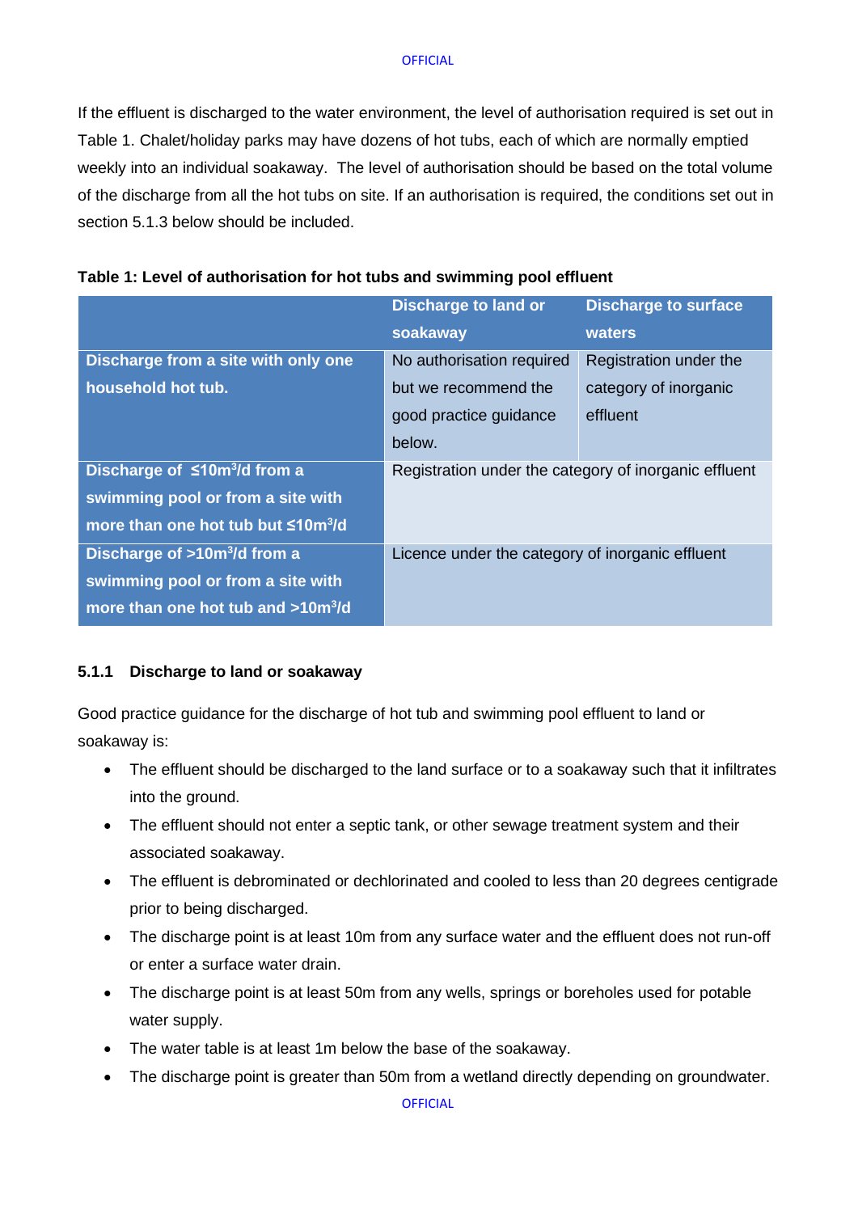If the effluent is discharged to the water environment, the level of authorisation required is set out in Table 1. Chalet/holiday parks may have dozens of hot tubs, each of which are normally emptied weekly into an individual soakaway. The level of authorisation should be based on the total volume of the discharge from all the hot tubs on site. If an authorisation is required, the conditions set out in section 5.1.3 below should be included.

**Table 1: Level of authorisation for hot tubs and swimming pool effluent**

| | Discharge to land or soakaway | Discharge to surface waters |
|---|---|---|
| **Discharge from a site with only one household hot tub.** | No authorisation required but we recommend the good practice guidance below. | Registration under the category of inorganic effluent |
| **Discharge of ≤10m$^3$/d from a swimming pool or from a site with more than one hot tub but ≤10m$^3$/d** | Registration under the category of inorganic effluent | |
| **Discharge of >10m$^3$/d from a swimming pool or from a site with more than one hot tub and >10m$^3$/d** | Licence under the category of inorganic effluent | |

### 5.1.1 Discharge to land or soakaway

Good practice guidance for the discharge of hot tub and swimming pool effluent to land or soakaway is:

- The effluent should be discharged to the land surface or to a soakaway such that it infiltrates into the ground.
- The effluent should not enter a septic tank, or other sewage treatment system and their associated soakaway.
- The effluent is debrominated or dechlorinated and cooled to less than 20 degrees centigrade prior to being discharged.
- The discharge point is at least 10m from any surface water and the effluent does not run-off or enter a surface water drain.
- The discharge point is at least 50m from any wells, springs or boreholes used for potable water supply.
- The water table is at least 1m below the base of the soakaway.
- The discharge point is greater than 50m from a wetland directly depending on groundwater.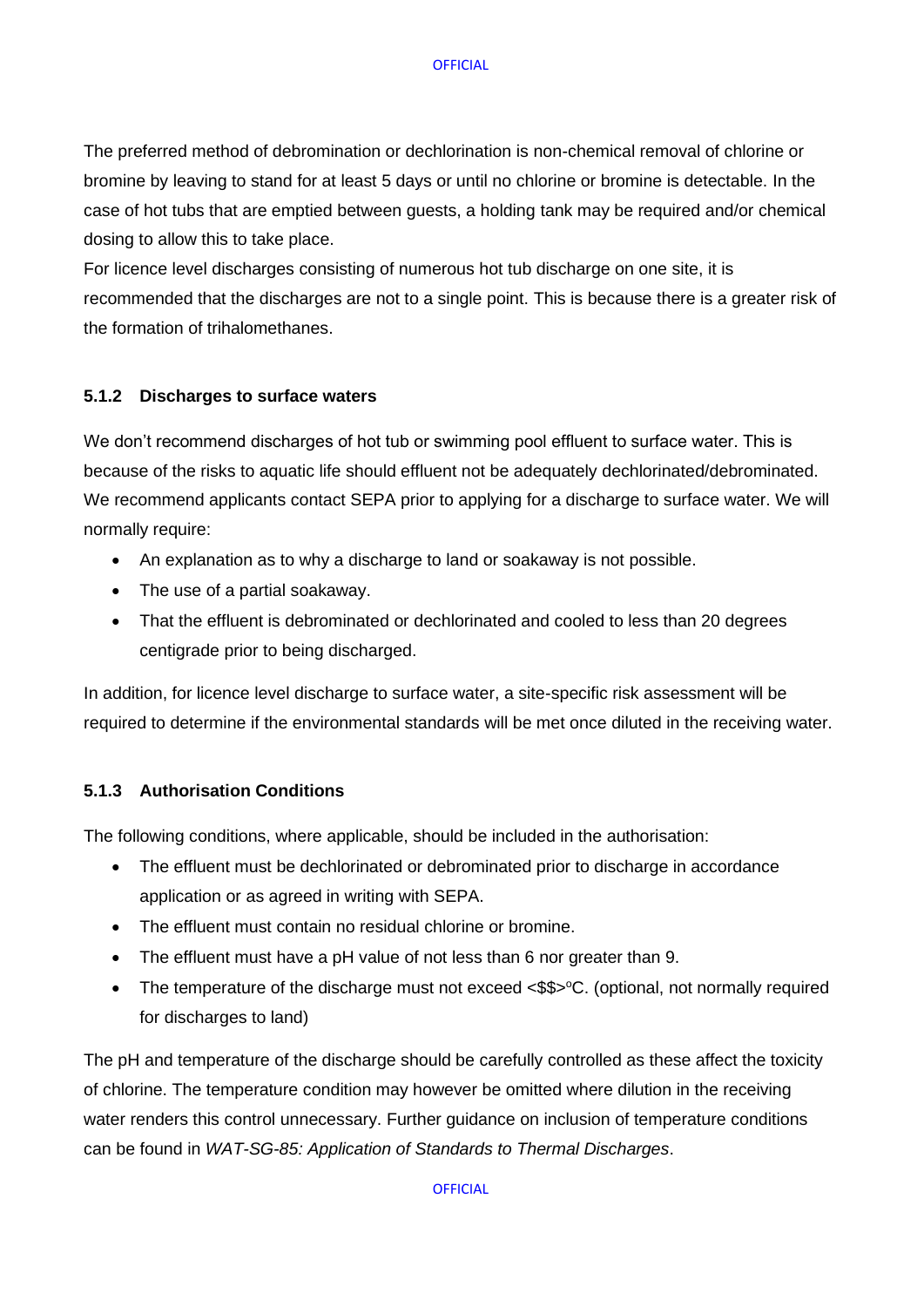The preferred method of debromination or dechlorination is non-chemical removal of chlorine or bromine by leaving to stand for at least 5 days or until no chlorine or bromine is detectable. In the case of hot tubs that are emptied between guests, a holding tank may be required and/or chemical dosing to allow this to take place.
For licence level discharges consisting of numerous hot tub discharge on one site, it is recommended that the discharges are not to a single point. This is because there is a greater risk of the formation of trihalomethanes.

#### 5.1.2 Discharges to surface waters

We don't recommend discharges of hot tub or swimming pool effluent to surface water. This is because of the risks to aquatic life should effluent not be adequately dechlorinated/debrominated. We recommend applicants contact SEPA prior to applying for a discharge to surface water. We will normally require:

- An explanation as to why a discharge to land or soakaway is not possible.
- The use of a partial soakaway.
- That the effluent is debrominated or dechlorinated and cooled to less than 20 degrees centigrade prior to being discharged.

In addition, for licence level discharge to surface water, a site-specific risk assessment will be required to determine if the environmental standards will be met once diluted in the receiving water.

#### 5.1.3 Authorisation Conditions

The following conditions, where applicable, should be included in the authorisation:

- The effluent must be dechlorinated or debrominated prior to discharge in accordance application or as agreed in writing with SEPA.
- The effluent must contain no residual chlorine or bromine.
- The effluent must have a pH value of not less than 6 nor greater than 9.
- The temperature of the discharge must not exceed <$$>°C. (optional, not normally required for discharges to land)

The pH and temperature of the discharge should be carefully controlled as these affect the toxicity of chlorine. The temperature condition may however be omitted where dilution in the receiving water renders this control unnecessary. Further guidance on inclusion of temperature conditions can be found in *WAT-SG-85: Application of Standards to Thermal Discharges*.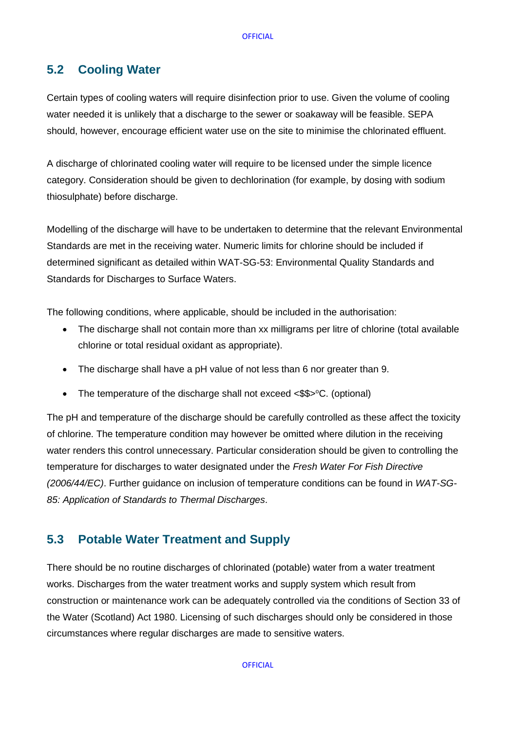## 5.2 Cooling Water

Certain types of cooling waters will require disinfection prior to use. Given the volume of cooling water needed it is unlikely that a discharge to the sewer or soakaway will be feasible. SEPA should, however, encourage efficient water use on the site to minimise the chlorinated effluent.

A discharge of chlorinated cooling water will require to be licensed under the simple licence category. Consideration should be given to dechlorination (for example, by dosing with sodium thiosulphate) before discharge.

Modelling of the discharge will have to be undertaken to determine that the relevant Environmental Standards are met in the receiving water. Numeric limits for chlorine should be included if determined significant as detailed within WAT-SG-53: Environmental Quality Standards and Standards for Discharges to Surface Waters.

The following conditions, where applicable, should be included in the authorisation:

- The discharge shall not contain more than xx milligrams per litre of chlorine (total available chlorine or total residual oxidant as appropriate).
- The discharge shall have a pH value of not less than 6 nor greater than 9.
- The temperature of the discharge shall not exceed <$$>°C. (optional)

The pH and temperature of the discharge should be carefully controlled as these affect the toxicity of chlorine. The temperature condition may however be omitted where dilution in the receiving water renders this control unnecessary. Particular consideration should be given to controlling the temperature for discharges to water designated under the *Fresh Water For Fish Directive (2006/44/EC)*. Further guidance on inclusion of temperature conditions can be found in *WAT-SG-85: Application of Standards to Thermal Discharges*.

## 5.3 Potable Water Treatment and Supply

There should be no routine discharges of chlorinated (potable) water from a water treatment works. Discharges from the water treatment works and supply system which result from construction or maintenance work can be adequately controlled via the conditions of Section 33 of the Water (Scotland) Act 1980. Licensing of such discharges should only be considered in those circumstances where regular discharges are made to sensitive waters.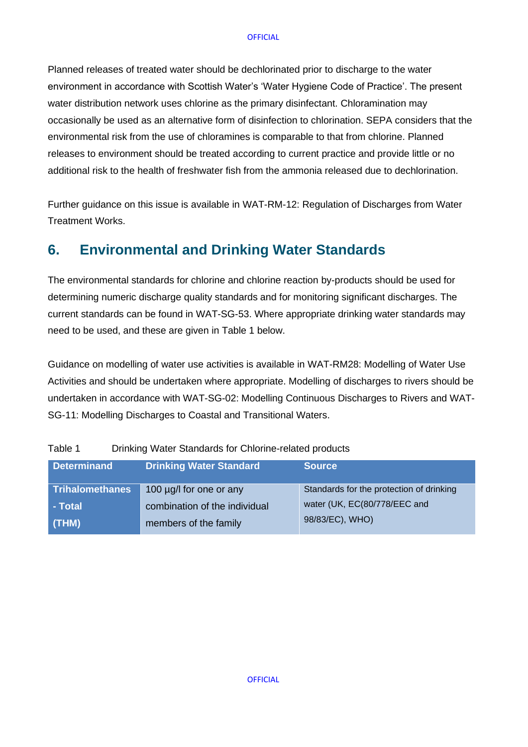Planned releases of treated water should be dechlorinated prior to discharge to the water environment in accordance with Scottish Water's 'Water Hygiene Code of Practice'. The present water distribution network uses chlorine as the primary disinfectant. Chloramination may occasionally be used as an alternative form of disinfection to chlorination. SEPA considers that the environmental risk from the use of chloramines is comparable to that from chlorine. Planned releases to environment should be treated according to current practice and provide little or no additional risk to the health of freshwater fish from the ammonia released due to dechlorination.

Further guidance on this issue is available in WAT-RM-12: Regulation of Discharges from Water Treatment Works.

## 6. Environmental and Drinking Water Standards

The environmental standards for chlorine and chlorine reaction by-products should be used for determining numeric discharge quality standards and for monitoring significant discharges. The current standards can be found in WAT-SG-53. Where appropriate drinking water standards may need to be used, and these are given in Table 1 below.

Guidance on modelling of water use activities is available in WAT-RM28: Modelling of Water Use Activities and should be undertaken where appropriate. Modelling of discharges to rivers should be undertaken in accordance with WAT-SG-02: Modelling Continuous Discharges to Rivers and WAT-SG-11: Modelling Discharges to Coastal and Transitional Waters.

Table 1 Drinking Water Standards for Chlorine-related products

| Determinand | Drinking Water Standard | Source |
|---|---|---|
| **Trihalomethanes - Total (THM)** | 100 µg/l for one or any combination of the individual members of the family | Standards for the protection of drinking water (UK, EC(80/778/EEC and 98/83/EC), WHO) |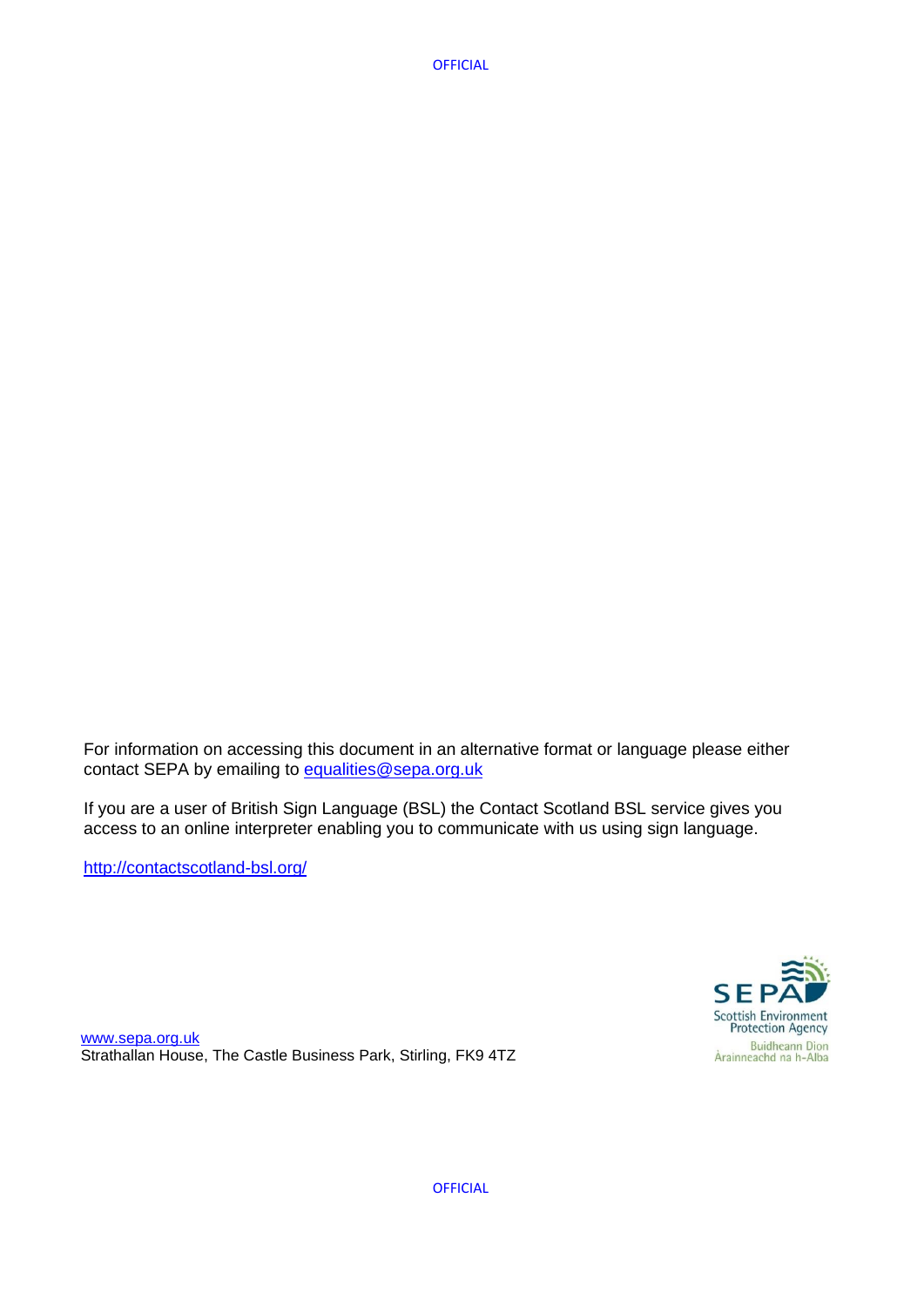For information on accessing this document in an alternative format or language please either contact SEPA by emailing to equalities@sepa.org.uk

If you are a user of British Sign Language (BSL) the Contact Scotland BSL service gives you access to an online interpreter enabling you to communicate with us using sign language.

http://contactscotland-bsl.org/

www.sepa.org.uk
Strathallan House, The Castle Business Park, Stirling, FK9 4TZ